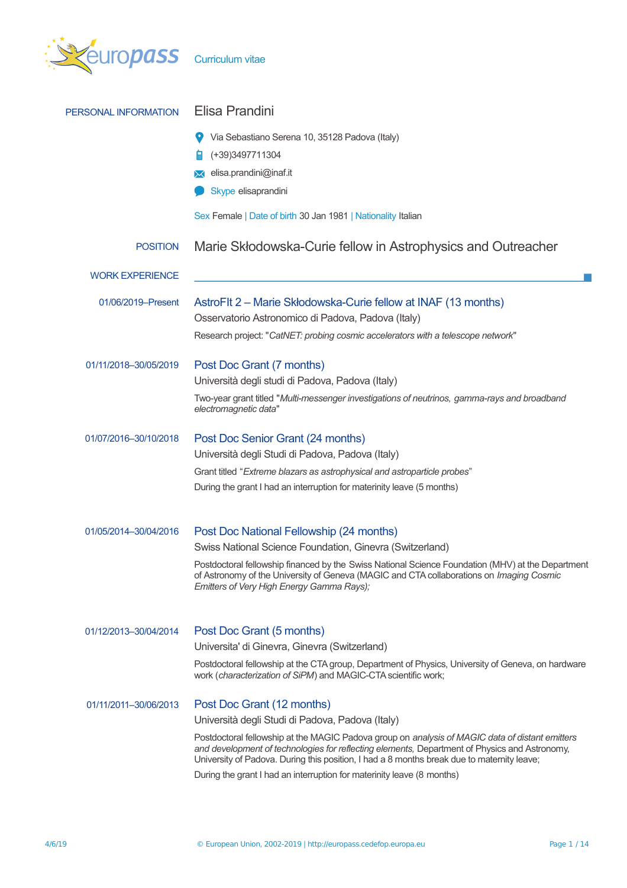europass Curriculum vitae

## PERSONAL INFORMATION

# Elisa Prandini

Via Sebastiano Serena 10, 35128 Padova (Italy)

(+39)3497711304

elisa.prandini@inaf.it

Skype elisaprandini

Sex Female | Date of birth 30 Jan 1981 | Nationality Italian

## POSITION

Marie Skłodowska-Curie fellow in Astrophysics and Outreacher

## WORK EXPERIENCE

**01/06/2019–Present**

### AstroFIt 2 – Marie Skłodowska-Curie fellow at INAF (13 months)

Osservatorio Astronomico di Padova, Padova (Italy)

Research project: "*CatNET: probing cosmic accelerators with a telescope network*"

**01/11/2018–30/05/2019**

### Post Doc Grant (7 months)

Università degli studi di Padova, Padova (Italy)

Two-year grant titled "*Multi-messenger investigations of neutrinos, gamma-rays and broadband electromagnetic data*"

**01/07/2016–30/10/2018**

### Post Doc Senior Grant (24 months)

Università degli Studi di Padova, Padova (Italy)

Grant titled "*Extreme blazars as astrophysical and astroparticle probes*"

During the grant I had an interruption for materinity leave (5 months)

**01/05/2014–30/04/2016**

### Post Doc National Fellowship (24 months)

Swiss National Science Foundation, Ginevra (Switzerland)

Postdoctoral fellowship financed by the Swiss National Science Foundation (MHV) at the Department of Astronomy of the University of Geneva (MAGIC and CTA collaborations on *Imaging Cosmic Emitters of Very High Energy Gamma Rays);*

**01/12/2013–30/04/2014**

### Post Doc Grant (5 months)

Universita' di Ginevra, Ginevra (Switzerland)

Postdoctoral fellowship at the CTA group, Department of Physics, University of Geneva, on hardware work (*characterization of SiPM*) and MAGIC-CTA scientific work;

**01/11/2011–30/06/2013**

### Post Doc Grant (12 months)

Università degli Studi di Padova, Padova (Italy)

Postdoctoral fellowship at the MAGIC Padova group on *analysis of MAGIC data of distant emitters and development of technologies for reflecting elements,* Department of Physics and Astronomy, University of Padova. During this position, I had a 8 months break due to maternity leave;

During the grant I had an interruption for materinity leave (8 months)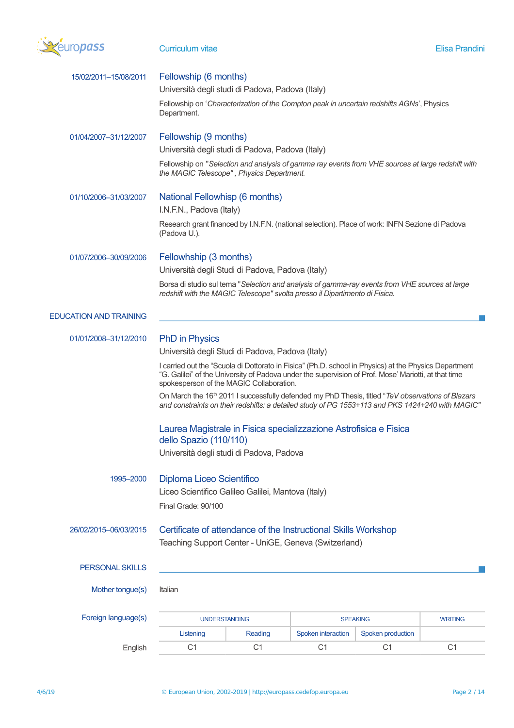15/02/2011–15/08/2011

### Fellowship (6 months)

Università degli studi di Padova, Padova (Italy)

Fellowship on '*Characterization of the Compton peak in uncertain redshifts AGNs*', Physics Department.

01/04/2007–31/12/2007

### Fellowship (9 months)

Università degli studi di Padova, Padova (Italy)

Fellowship on "*Selection and analysis of gamma ray events from VHE sources at large redshift with the MAGIC Telescope" , Physics Department.*

01/10/2006–31/03/2007

### National Fellowhisp (6 months)

I.N.F.N., Padova (Italy)

Research grant financed by I.N.F.N. (national selection). Place of work: INFN Sezione di Padova (Padova U.).

01/07/2006–30/09/2006

### Fellowhship (3 months)

Università degli Studi di Padova, Padova (Italy)

Borsa di studio sul tema "*Selection and analysis of gamma-ray events from VHE sources at large redshift with the MAGIC Telescope" svolta presso il Dipartimento di Fisica.*

## EDUCATION AND TRAINING

01/01/2008–31/12/2010

### PhD in Physics

Università degli Studi di Padova, Padova (Italy)

I carried out the "Scuola di Dottorato in Fisica" (Ph.D. school in Physics) at the Physics Department "G. Galilei" of the University of Padova under the supervision of Prof. Mose' Mariotti, at that time spokesperson of the MAGIC Collaboration.

On March the 16th 2011 I successfully defended my PhD Thesis, titled "*TeV observations of Blazars and constraints on their redshifts: a detailed study of PG 1553+113 and PKS 1424+240 with MAGIC"*

### Laurea Magistrale in Fisica specializzazione Astrofisica e Fisica dello Spazio (110/110)

Università degli studi di Padova, Padova

1995–2000

### Diploma Liceo Scientifico

Liceo Scientifico Galileo Galilei, Mantova (Italy)

Final Grade: 90/100

26/02/2015–06/03/2015

### Certificate of attendance of the Instructional Skills Workshop

Teaching Support Center - UniGE, Geneva (Switzerland)

## PERSONAL SKILLS

Mother tongue(s): Italian

Foreign language(s)

| | UNDERSTANDING | | SPEAKING | | WRITING |
|---|---|---|---|---|---|
| | Listening | Reading | Spoken interaction | Spoken production | |
| English | C1 | C1 | C1 | C1 | C1 |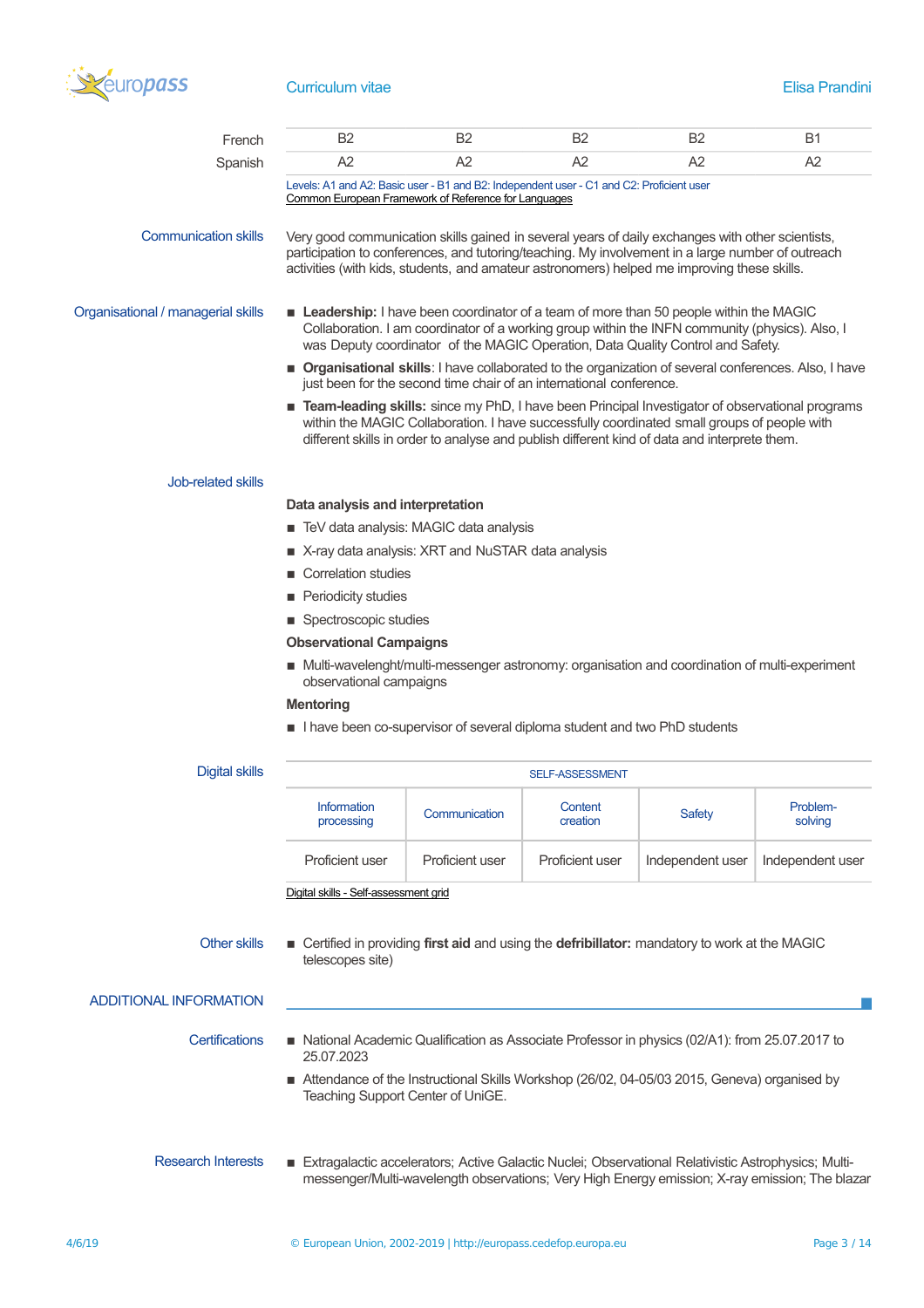| | | | | | |
|---|---|---|---|---|---|
| French | B2 | B2 | B2 | B2 | B1 |
| Spanish | A2 | A2 | A2 | A2 | A2 |

Levels: A1 and A2: Basic user - B1 and B2: Independent user - C1 and C2: Proficient user
Common European Framework of Reference for Languages

**Communication skills**

Very good communication skills gained in several years of daily exchanges with other scientists, participation to conferences, and tutoring/teaching. My involvement in a large number of outreach activities (with kids, students, and amateur astronomers) helped me improving these skills.

**Organisational / managerial skills**

- **Leadership:** I have been coordinator of a team of more than 50 people within the MAGIC Collaboration. I am coordinator of a working group within the INFN community (physics). Also, I was Deputy coordinator of the MAGIC Operation, Data Quality Control and Safety.
- **Organisational skills**: I have collaborated to the organization of several conferences. Also, I have just been for the second time chair of an international conference.
- **Team-leading skills:** since my PhD, I have been Principal Investigator of observational programs within the MAGIC Collaboration. I have successfully coordinated small groups of people with different skills in order to analyse and publish different kind of data and interprete them.

**Job-related skills**

**Data analysis and interpretation**

- TeV data analysis: MAGIC data analysis
- X-ray data analysis: XRT and NuSTAR data analysis
- Correlation studies
- Periodicity studies
- Spectroscopic studies

**Observational Campaigns**

- Multi-wavelenght/multi-messenger astronomy: organisation and coordination of multi-experiment observational campaigns

**Mentoring**

- I have been co-supervisor of several diploma student and two PhD students

**Digital skills**

| SELF-ASSESSMENT | | | | |
|---|---|---|---|---|
| Information processing | Communication | Content creation | Safety | Problem-solving |
| Proficient user | Proficient user | Proficient user | Independent user | Independent user |

Digital skills - Self-assessment grid

**Other skills**

- Certified in providing **first aid** and using the **defribillator:** mandatory to work at the MAGIC telescopes site)

## ADDITIONAL INFORMATION

**Certifications**

- National Academic Qualification as Associate Professor in physics (02/A1): from 25.07.2017 to 25.07.2023
- Attendance of the Instructional Skills Workshop (26/02, 04-05/03 2015, Geneva) organised by Teaching Support Center of UniGE.

**Research Interests**

- Extragalactic accelerators; Active Galactic Nuclei; Observational Relativistic Astrophysics; Multi-messenger/Multi-wavelength observations; Very High Energy emission; X-ray emission; The blazar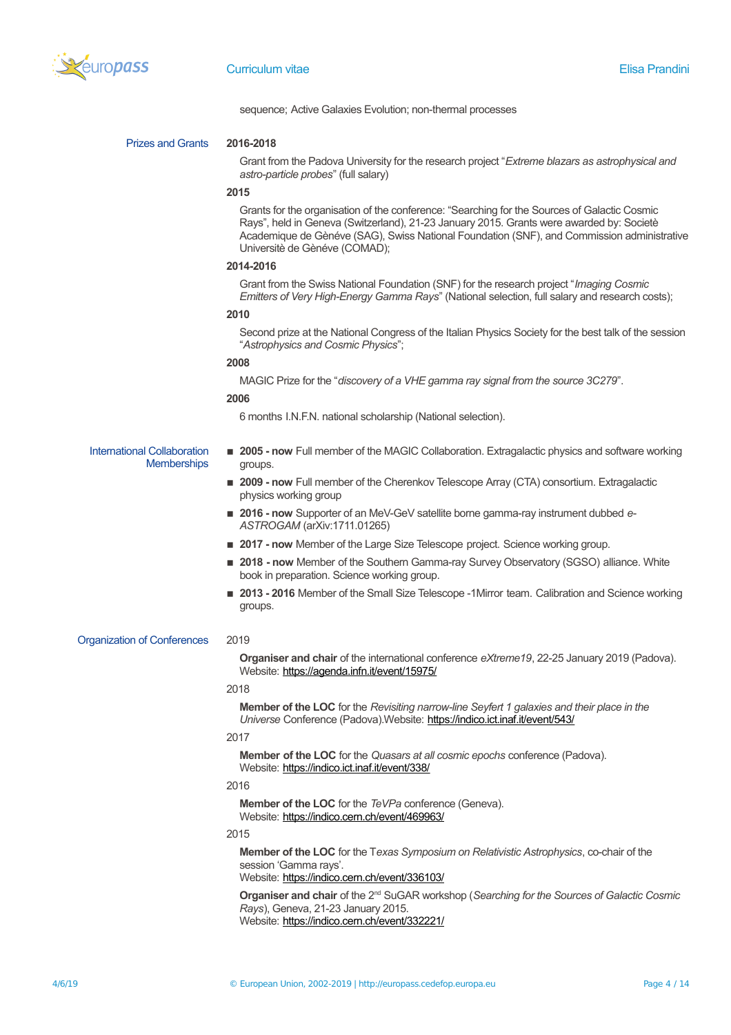sequence; Active Galaxies Evolution; non-thermal processes

## Prizes and Grants

**2016-2018**

Grant from the Padova University for the research project "*Extreme blazars as astrophysical and astro-particle probes*" (full salary)

**2015**

Grants for the organisation of the conference: "Searching for the Sources of Galactic Cosmic Rays", held in Geneva (Switzerland), 21-23 January 2015. Grants were awarded by: Societè Academique de Gènéve (SAG), Swiss National Foundation (SNF), and Commission administrative Universitè de Gènéve (COMAD);

**2014-2016**

Grant from the Swiss National Foundation (SNF) for the research project "*Imaging Cosmic Emitters of Very High-Energy Gamma Rays*" (National selection, full salary and research costs);

**2010**

Second prize at the National Congress of the Italian Physics Society for the best talk of the session "*Astrophysics and Cosmic Physics*";

**2008**

MAGIC Prize for the "*discovery of a VHE gamma ray signal from the source 3C279*".

**2006**

6 months I.N.F.N. national scholarship (National selection).

## International Collaboration Memberships

- **2005 - now** Full member of the MAGIC Collaboration. Extragalactic physics and software working groups.
- **2009 - now** Full member of the Cherenkov Telescope Array (CTA) consortium. Extragalactic physics working group
- **2016 - now** Supporter of an MeV-GeV satellite borne gamma-ray instrument dubbed *e-ASTROGAM* (arXiv:1711.01265)
- **2017 - now** Member of the Large Size Telescope project. Science working group.
- **2018 - now** Member of the Southern Gamma-ray Survey Observatory (SGSO) alliance. White book in preparation. Science working group.
- **2013 - 2016** Member of the Small Size Telescope -1Mirror team. Calibration and Science working groups.

## Organization of Conferences

2019

**Organiser and chair** of the international conference *eXtreme19*, 22-25 January 2019 (Padova). Website: https://agenda.infn.it/event/15975/

2018

**Member of the LOC** for the *Revisiting narrow-line Seyfert 1 galaxies and their place in the Universe* Conference (Padova).Website: https://indico.ict.inaf.it/event/543/

2017

**Member of the LOC** for the *Quasars at all cosmic epochs* conference (Padova). Website: https://indico.ict.inaf.it/event/338/

2016

**Member of the LOC** for the *TeVPa* conference (Geneva). Website: https://indico.cern.ch/event/469963/

2015

**Member of the LOC** for the T*exas Symposium on Relativistic Astrophysics*, co-chair of the session 'Gamma rays'.
Website: https://indico.cern.ch/event/336103/

**Organiser and chair** of the 2nd SuGAR workshop (*Searching for the Sources of Galactic Cosmic Rays*), Geneva, 21-23 January 2015.
Website: https://indico.cern.ch/event/332221/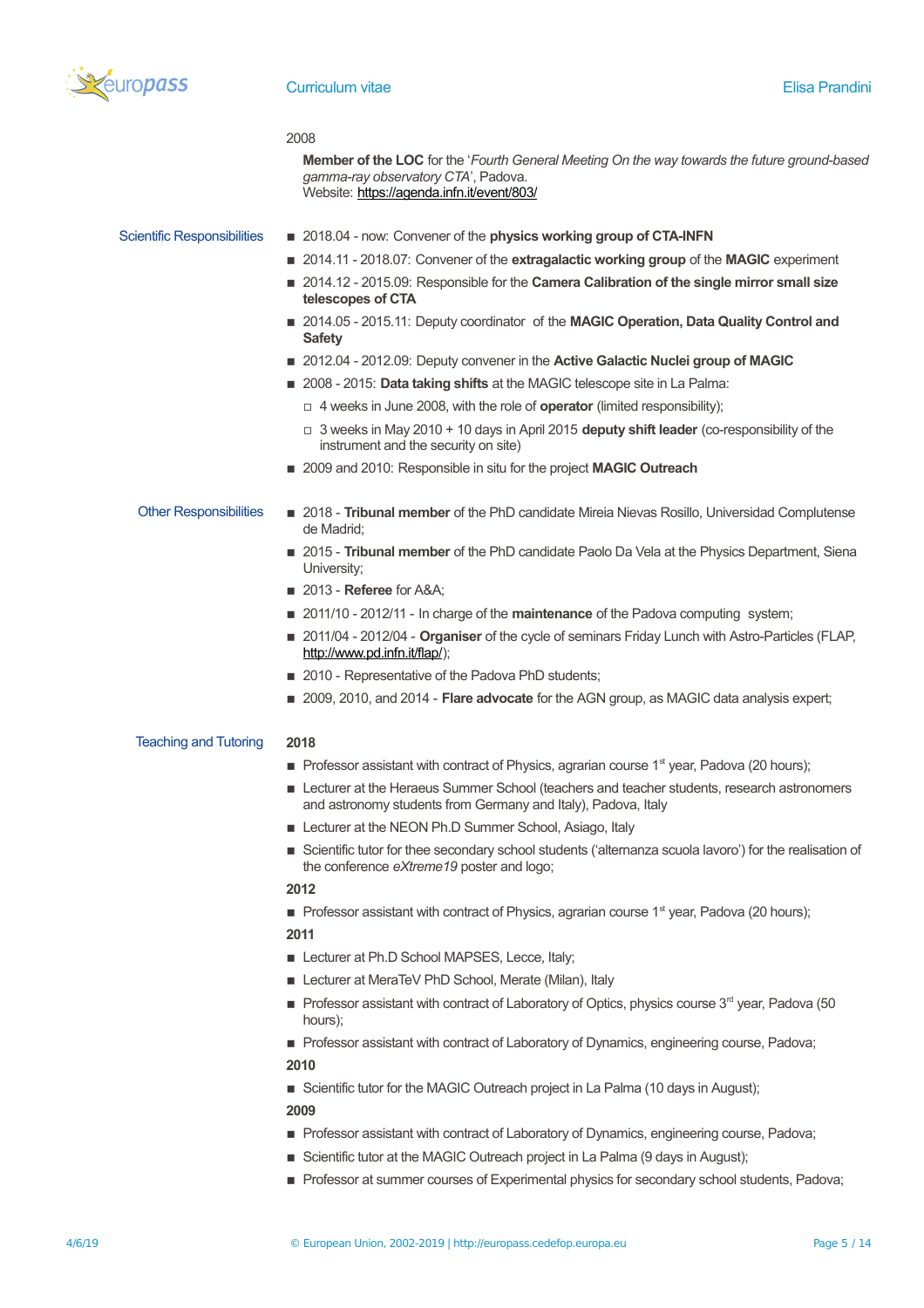2008

**Member of the LOC** for the '*Fourth General Meeting On the way towards the future ground-based gamma-ray observatory CTA*', Padova.
Website: https://agenda.infn.it/event/803/

## Scientific Responsibilities

- 2018.04 - now: Convener of the **physics working group of CTA-INFN**
- 2014.11 - 2018.07: Convener of the **extragalactic working group** of the **MAGIC** experiment
- 2014.12 - 2015.09: Responsible for the **Camera Calibration of the single mirror small size telescopes of CTA**
- 2014.05 - 2015.11: Deputy coordinator of the **MAGIC Operation, Data Quality Control and Safety**
- 2012.04 - 2012.09: Deputy convener in the **Active Galactic Nuclei group of MAGIC**
- 2008 - 2015: **Data taking shifts** at the MAGIC telescope site in La Palma:
  - 4 weeks in June 2008, with the role of **operator** (limited responsibility);
  - 3 weeks in May 2010 + 10 days in April 2015 **deputy shift leader** (co-responsibility of the instrument and the security on site)
- 2009 and 2010: Responsible in situ for the project **MAGIC Outreach**

## Other Responsibilities

- 2018 - **Tribunal member** of the PhD candidate Mireia Nievas Rosillo, Universidad Complutense de Madrid;
- 2015 - **Tribunal member** of the PhD candidate Paolo Da Vela at the Physics Department, Siena University;
- 2013 - **Referee** for A&A;
- 2011/10 - 2012/11 - In charge of the **maintenance** of the Padova computing system;
- 2011/04 - 2012/04 - **Organiser** of the cycle of seminars Friday Lunch with Astro-Particles (FLAP, http://www.pd.infn.it/flap/);
- 2010 - Representative of the Padova PhD students;
- 2009, 2010, and 2014 - **Flare advocate** for the AGN group, as MAGIC data analysis expert;

## Teaching and Tutoring

**2018**

- Professor assistant with contract of Physics, agrarian course 1st year, Padova (20 hours);
- Lecturer at the Heraeus Summer School (teachers and teacher students, research astronomers and astronomy students from Germany and Italy), Padova, Italy
- Lecturer at the NEON Ph.D Summer School, Asiago, Italy
- Scientific tutor for thee secondary school students ('alternanza scuola lavoro') for the realisation of the conference *eXtreme19* poster and logo;

**2012**

- Professor assistant with contract of Physics, agrarian course 1st year, Padova (20 hours);

**2011**

- Lecturer at Ph.D School MAPSES, Lecce, Italy;
- Lecturer at MeraTeV PhD School, Merate (Milan), Italy
- Professor assistant with contract of Laboratory of Optics, physics course 3rd year, Padova (50 hours);
- Professor assistant with contract of Laboratory of Dynamics, engineering course, Padova;

**2010**

- Scientific tutor for the MAGIC Outreach project in La Palma (10 days in August);

**2009**

- Professor assistant with contract of Laboratory of Dynamics, engineering course, Padova;
- Scientific tutor at the MAGIC Outreach project in La Palma (9 days in August);
- Professor at summer courses of Experimental physics for secondary school students, Padova;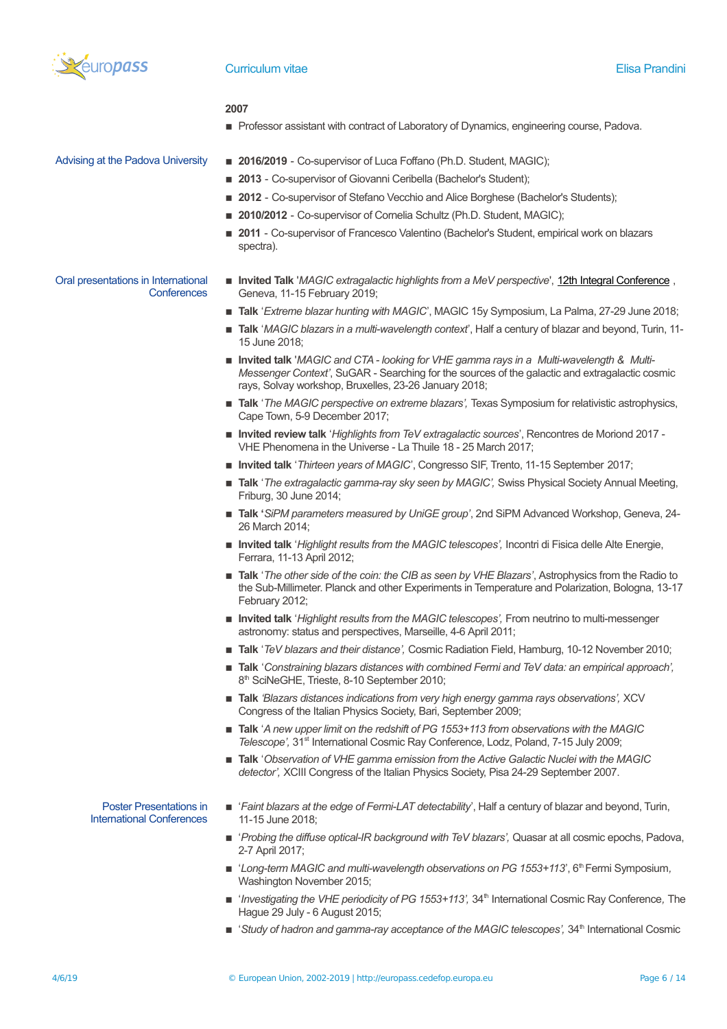**2007**

- Professor assistant with contract of Laboratory of Dynamics, engineering course, Padova.

### Advising at the Padova University

- **2016/2019** - Co-supervisor of Luca Foffano (Ph.D. Student, MAGIC);
- **2013** - Co-supervisor of Giovanni Ceribella (Bachelor's Student);
- **2012** - Co-supervisor of Stefano Vecchio and Alice Borghese (Bachelor's Students);
- **2010/2012** - Co-supervisor of Cornelia Schultz (Ph.D. Student, MAGIC);
- **2011** - Co-supervisor of Francesco Valentino (Bachelor's Student, empirical work on blazars spectra).

### Oral presentations in International Conferences

- **Invited Talk** '*MAGIC extragalactic highlights from a MeV perspective*', 12th Integral Conference , Geneva, 11-15 February 2019;
- **Talk** '*Extreme blazar hunting with MAGIC*', MAGIC 15y Symposium, La Palma, 27-29 June 2018;
- **Talk** '*MAGIC blazars in a multi-wavelength context*', Half a century of blazar and beyond, Turin, 11-15 June 2018;
- **Invited talk** '*MAGIC and CTA - looking for VHE gamma rays in a Multi-wavelength & Multi-Messenger Context'*, SuGAR - Searching for the sources of the galactic and extragalactic cosmic rays, Solvay workshop, Bruxelles, 23-26 January 2018;
- **Talk** '*The MAGIC perspective on extreme blazars',* Texas Symposium for relativistic astrophysics, Cape Town, 5-9 December 2017;
- **Invited review talk** '*Highlights from TeV extragalactic sources*', Rencontres de Moriond 2017 - VHE Phenomena in the Universe - La Thuile 18 - 25 March 2017;
- **Invited talk** '*Thirteen years of MAGIC*', Congresso SIF, Trento, 11-15 September 2017;
- **Talk** '*The extragalactic gamma-ray sky seen by MAGIC',* Swiss Physical Society Annual Meeting, Friburg, 30 June 2014;
- **Talk '***SiPM parameters measured by UniGE group'*, 2nd SiPM Advanced Workshop, Geneva, 24-26 March 2014;
- **Invited talk** '*Highlight results from the MAGIC telescopes',* Incontri di Fisica delle Alte Energie, Ferrara, 11-13 April 2012;
- **Talk** '*The other side of the coin: the CIB as seen by VHE Blazars'*, Astrophysics from the Radio to the Sub-Millimeter. Planck and other Experiments in Temperature and Polarization, Bologna, 13-17 February 2012;
- **Invited talk** '*Highlight results from the MAGIC telescopes',* From neutrino to multi-messenger astronomy: status and perspectives, Marseille, 4-6 April 2011;
- **Talk** '*TeV blazars and their distance',* Cosmic Radiation Field, Hamburg, 10-12 November 2010;
- **Talk** '*Constraining blazars distances with combined Fermi and TeV data: an empirical approach',* 8th SciNeGHE, Trieste, 8-10 September 2010;
- **Talk** *'Blazars distances indications from very high energy gamma rays observations',* XCV Congress of the Italian Physics Society, Bari, September 2009;
- **Talk** '*A new upper limit on the redshift of PG 1553+113 from observations with the MAGIC Telescope',* 31st International Cosmic Ray Conference, Lodz, Poland, 7-15 July 2009;
- **Talk** '*Observation of VHE gamma emission from the Active Galactic Nuclei with the MAGIC detector',* XCIII Congress of the Italian Physics Society, Pisa 24-29 September 2007.

### Poster Presentations in International Conferences

- '*Faint blazars at the edge of Fermi-LAT detectability*', Half a century of blazar and beyond, Turin, 11-15 June 2018;
- '*Probing the diffuse optical-IR background with TeV blazars',* Quasar at all cosmic epochs, Padova, 2-7 April 2017;
- '*Long-term MAGIC and multi-wavelength observations on PG 1553+113*', 6th Fermi Symposium, Washington November 2015;
- '*Investigating the VHE periodicity of PG 1553+113',* 34th International Cosmic Ray Conference, The Hague 29 July - 6 August 2015;
- '*Study of hadron and gamma-ray acceptance of the MAGIC telescopes',* 34th International Cosmic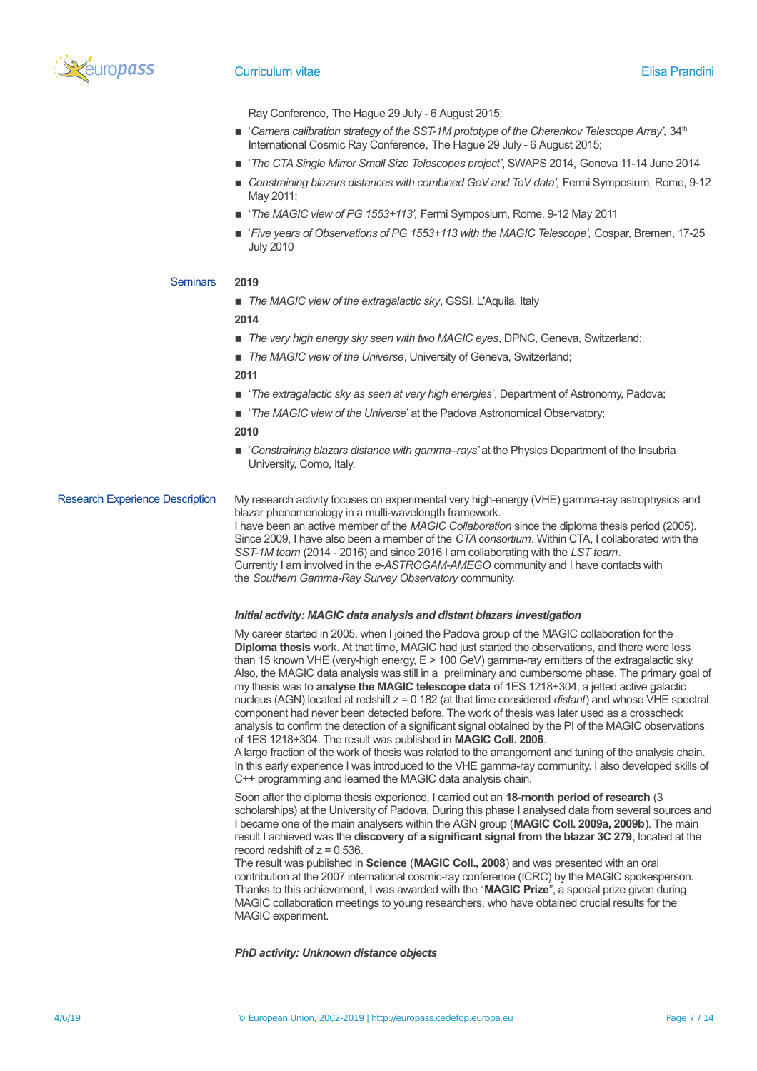Ray Conference, The Hague 29 July - 6 August 2015;

- '*Camera calibration strategy of the SST-1M prototype of the Cherenkov Telescope Array',* 34[th] International Cosmic Ray Conference, The Hague 29 July - 6 August 2015;
- '*The CTA Single Mirror Small Size Telescopes project'*, SWAPS 2014, Geneva 11-14 June 2014
- *Constraining blazars distances with combined GeV and TeV data',* Fermi Symposium, Rome, 9-12 May 2011;
- '*The MAGIC view of PG 1553+113',* Fermi Symposium, Rome, 9-12 May 2011
- '*Five years of Observations of PG 1553+113 with the MAGIC Telescope',* Cospar, Bremen, 17-25 July 2010

## Seminars

**2019**

- *The MAGIC view of the extragalactic sky*, GSSI, L'Aquila, Italy

**2014**

- *The very high energy sky seen with two MAGIC eyes*, DPNC, Geneva, Switzerland;
- *The MAGIC view of the Universe*, University of Geneva, Switzerland;

**2011**

- '*The extragalactic sky as seen at very high energies*', Department of Astronomy, Padova;
- '*The MAGIC view of the Universe*' at the Padova Astronomical Observatory;

**2010**

- '*Constraining blazars distance with gamma–rays'* at the Physics Department of the Insubria University, Como, Italy.

## Research Experience Description

My research activity focuses on experimental very high-energy (VHE) gamma-ray astrophysics and blazar phenomenology in a multi-wavelength framework.
I have been an active member of the *MAGIC Collaboration* since the diploma thesis period (2005). Since 2009, I have also been a member of the *CTA consortium*. Within CTA, I collaborated with the *SST-1M team* (2014 - 2016) and since 2016 I am collaborating with the *LST team*.
Currently I am involved in the *e-ASTROGAM-AMEGO* community and I have contacts with the *Southern Gamma-Ray Survey Observatory* community.

***Initial activity: MAGIC data analysis and distant blazars investigation***

My career started in 2005, when I joined the Padova group of the MAGIC collaboration for the **Diploma thesis** work. At that time, MAGIC had just started the observations, and there were less than 15 known VHE (very-high energy, $E > 100$ GeV) gamma-ray emitters of the extragalactic sky. Also, the MAGIC data analysis was still in a preliminary and cumbersome phase. The primary goal of my thesis was to **analyse the MAGIC telescope data** of 1ES 1218+304, a jetted active galactic nucleus (AGN) located at redshift $z = 0.182$ (at that time considered *distant*) and whose VHE spectral component had never been detected before. The work of thesis was later used as a crosscheck analysis to confirm the detection of a significant signal obtained by the PI of the MAGIC observations of 1ES 1218+304. The result was published in **MAGIC Coll. 2006**.
A large fraction of the work of thesis was related to the arrangement and tuning of the analysis chain. In this early experience I was introduced to the VHE gamma-ray community. I also developed skills of C++ programming and learned the MAGIC data analysis chain.

Soon after the diploma thesis experience, I carried out an **18-month period of research** (3 scholarships) at the University of Padova. During this phase I analysed data from several sources and I became one of the main analysers within the AGN group (**MAGIC Coll. 2009a, 2009b**). The main result I achieved was the **discovery of a significant signal from the blazar 3C 279**, located at the record redshift of $z = 0.536$.
The result was published in **Science** (**MAGIC Coll., 2008**) and was presented with an oral contribution at the 2007 international cosmic-ray conference (ICRC) by the MAGIC spokesperson. Thanks to this achievement, I was awarded with the "**MAGIC Prize**", a special prize given during MAGIC collaboration meetings to young researchers, who have obtained crucial results for the MAGIC experiment.

***PhD activity: Unknown distance objects***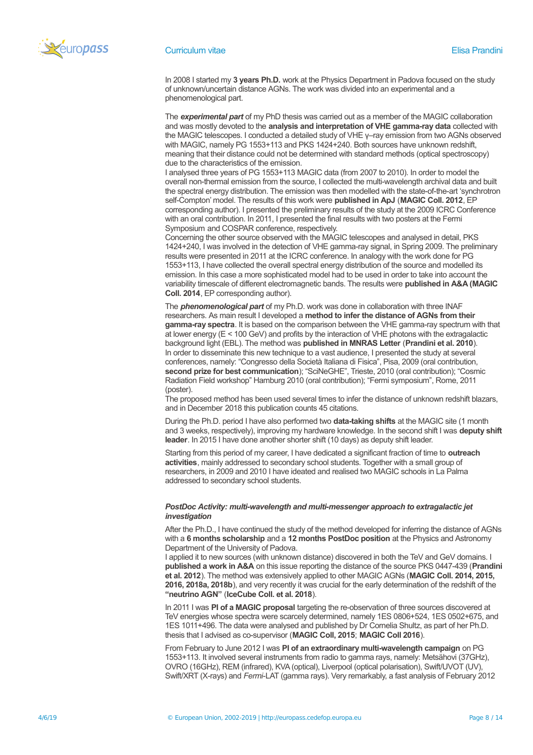In 2008 I started my **3 years Ph.D.** work at the Physics Department in Padova focused on the study of unknown/uncertain distance AGNs. The work was divided into an experimental and a phenomenological part.

The ***experimental part*** of my PhD thesis was carried out as a member of the MAGIC collaboration and was mostly devoted to the **analysis and interpretation of VHE gamma-ray data** collected with the MAGIC telescopes. I conducted a detailed study of VHE γ–ray emission from two AGNs observed with MAGIC, namely PG 1553+113 and PKS 1424+240. Both sources have unknown redshift, meaning that their distance could not be determined with standard methods (optical spectroscopy) due to the characteristics of the emission.
I analysed three years of PG 1553+113 MAGIC data (from 2007 to 2010). In order to model the overall non-thermal emission from the source, I collected the multi-wavelength archival data and built the spectral energy distribution. The emission was then modelled with the state-of-the-art 'synchrotron self-Compton' model. The results of this work were **published in ApJ** (**MAGIC Coll. 2012**, EP corresponding author). I presented the preliminary results of the study at the 2009 ICRC Conference with an oral contribution. In 2011, I presented the final results with two posters at the Fermi Symposium and COSPAR conference, respectively.
Concerning the other source observed with the MAGIC telescopes and analysed in detail, PKS 1424+240, I was involved in the detection of VHE gamma-ray signal, in Spring 2009. The preliminary results were presented in 2011 at the ICRC conference. In analogy with the work done for PG 1553+113, I have collected the overall spectral energy distribution of the source and modelled its emission. In this case a more sophisticated model had to be used in order to take into account the variability timescale of different electromagnetic bands. The results were **published in A&A (MAGIC Coll. 2014**, EP corresponding author).

The ***phenomenological part*** of my Ph.D. work was done in collaboration with three INAF researchers. As main result I developed a **method to infer the distance of AGNs from their gamma-ray spectra**. It is based on the comparison between the VHE gamma-ray spectrum with that at lower energy (E < 100 GeV) and profits by the interaction of VHE photons with the extragalactic background light (EBL). The method was **published in MNRAS Letter** (**Prandini et al. 2010**).
In order to disseminate this new technique to a vast audience, I presented the study at several conferences, namely: "Congresso della Società Italiana di Fisica", Pisa, 2009 (oral contribution, **second prize for best communication**); "SciNeGHE", Trieste, 2010 (oral contribution); "Cosmic Radiation Field workshop" Hamburg 2010 (oral contribution); "Fermi symposium", Rome, 2011 (poster).
The proposed method has been used several times to infer the distance of unknown redshift blazars, and in December 2018 this publication counts 45 citations.

During the Ph.D. period I have also performed two **data-taking shifts** at the MAGIC site (1 month and 3 weeks, respectively), improving my hardware knowledge. In the second shift I was **deputy shift leader**. In 2015 I have done another shorter shift (10 days) as deputy shift leader.

Starting from this period of my career, I have dedicated a significant fraction of time to **outreach activities**, mainly addressed to secondary school students. Together with a small group of researchers, in 2009 and 2010 I have ideated and realised two MAGIC schools in La Palma addressed to secondary school students.

***PostDoc Activity: multi-wavelength and multi-messenger approach to extragalactic jet investigation***

After the Ph.D., I have continued the study of the method developed for inferring the distance of AGNs with a **6 months scholarship** and a **12 months PostDoc position** at the Physics and Astronomy Department of the University of Padova.
I applied it to new sources (with unknown distance) discovered in both the TeV and GeV domains. I **published a work in A&A** on this issue reporting the distance of the source PKS 0447-439 (**Prandini et al. 2012**). The method was extensively applied to other MAGIC AGNs (**MAGIC Coll. 2014, 2015, 2016, 2018a, 2018b**), and very recently it was crucial for the early determination of the redshift of the **"neutrino AGN"** (**IceCube Coll. et al. 2018**).

In 2011 I was **PI of a MAGIC proposal** targeting the re-observation of three sources discovered at TeV energies whose spectra were scarcely determined, namely 1ES 0806+524, 1ES 0502+675, and 1ES 1011+496. The data were analysed and published by Dr Cornelia Shultz, as part of her Ph.D. thesis that I advised as co-supervisor (**MAGIC Coll, 2015**; **MAGIC Coll 2016**).

From February to June 2012 I was **PI of an extraordinary multi-wavelength campaign** on PG 1553+113. It involved several instruments from radio to gamma rays, namely: Metsähovi (37GHz), OVRO (16GHz), REM (infrared), KVA (optical), Liverpool (optical polarisation), Swift/UVOT (UV), Swift/XRT (X-rays) and *Fermi*-LAT (gamma rays). Very remarkably, a fast analysis of February 2012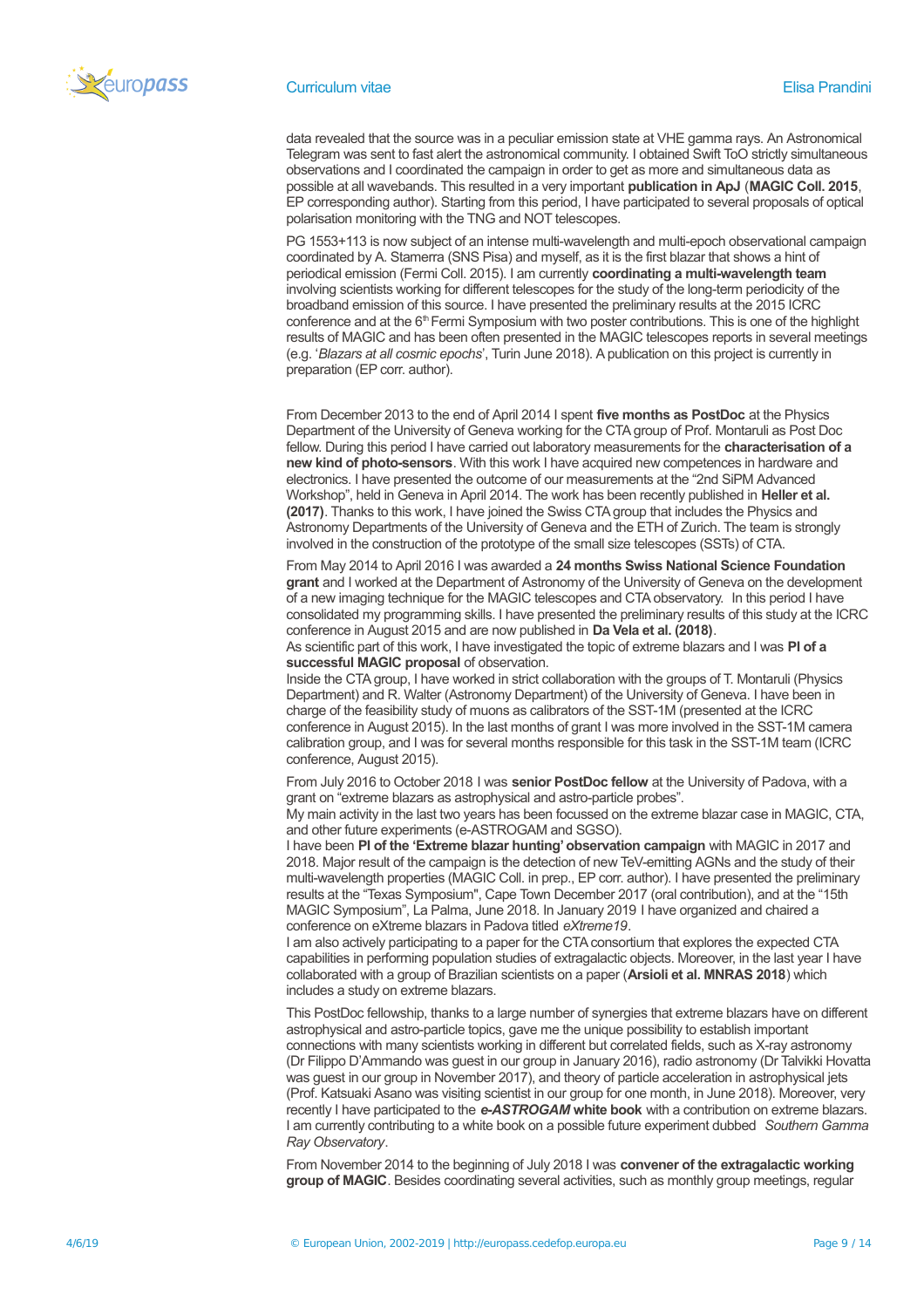data revealed that the source was in a peculiar emission state at VHE gamma rays. An Astronomical Telegram was sent to fast alert the astronomical community. I obtained Swift ToO strictly simultaneous observations and I coordinated the campaign in order to get as more and simultaneous data as possible at all wavebands. This resulted in a very important **publication in ApJ** (**MAGIC Coll. 2015**, EP corresponding author). Starting from this period, I have participated to several proposals of optical polarisation monitoring with the TNG and NOT telescopes.

PG 1553+113 is now subject of an intense multi-wavelength and multi-epoch observational campaign coordinated by A. Stamerra (SNS Pisa) and myself, as it is the first blazar that shows a hint of periodical emission (Fermi Coll. 2015). I am currently **coordinating a multi-wavelength team** involving scientists working for different telescopes for the study of the long-term periodicity of the broadband emission of this source. I have presented the preliminary results at the 2015 ICRC conference and at the 6th Fermi Symposium with two poster contributions. This is one of the highlight results of MAGIC and has been often presented in the MAGIC telescopes reports in several meetings (e.g. '*Blazars at all cosmic epochs*', Turin June 2018). A publication on this project is currently in preparation (EP corr. author).

From December 2013 to the end of April 2014 I spent **five months as PostDoc** at the Physics Department of the University of Geneva working for the CTA group of Prof. Montaruli as Post Doc fellow. During this period I have carried out laboratory measurements for the **characterisation of a new kind of photo-sensors**. With this work I have acquired new competences in hardware and electronics. I have presented the outcome of our measurements at the "2nd SiPM Advanced Workshop", held in Geneva in April 2014. The work has been recently published in **Heller et al. (2017)**. Thanks to this work, I have joined the Swiss CTA group that includes the Physics and Astronomy Departments of the University of Geneva and the ETH of Zurich. The team is strongly involved in the construction of the prototype of the small size telescopes (SSTs) of CTA.

From May 2014 to April 2016 I was awarded a **24 months Swiss National Science Foundation grant** and I worked at the Department of Astronomy of the University of Geneva on the development of a new imaging technique for the MAGIC telescopes and CTA observatory. In this period I have consolidated my programming skills. I have presented the preliminary results of this study at the ICRC conference in August 2015 and are now published in **Da Vela et al. (2018)**.
As scientific part of this work, I have investigated the topic of extreme blazars and I was **PI of a successful MAGIC proposal** of observation.
Inside the CTA group, I have worked in strict collaboration with the groups of T. Montaruli (Physics Department) and R. Walter (Astronomy Department) of the University of Geneva. I have been in charge of the feasibility study of muons as calibrators of the SST-1M (presented at the ICRC conference in August 2015). In the last months of grant I was more involved in the SST-1M camera calibration group, and I was for several months responsible for this task in the SST-1M team (ICRC conference, August 2015).

From July 2016 to October 2018 I was **senior PostDoc fellow** at the University of Padova, with a grant on "extreme blazars as astrophysical and astro-particle probes".
My main activity in the last two years has been focussed on the extreme blazar case in MAGIC, CTA, and other future experiments (e-ASTROGAM and SGSO).
I have been **PI of the 'Extreme blazar hunting' observation campaign** with MAGIC in 2017 and 2018. Major result of the campaign is the detection of new TeV-emitting AGNs and the study of their multi-wavelength properties (MAGIC Coll. in prep., EP corr. author). I have presented the preliminary results at the "Texas Symposium", Cape Town December 2017 (oral contribution), and at the "15th MAGIC Symposium", La Palma, June 2018. In January 2019 I have organized and chaired a conference on eXtreme blazars in Padova titled *eXtreme19*.
I am also actively participating to a paper for the CTA consortium that explores the expected CTA capabilities in performing population studies of extragalactic objects. Moreover, in the last year I have collaborated with a group of Brazilian scientists on a paper (**Arsioli et al. MNRAS 2018**) which includes a study on extreme blazars.

This PostDoc fellowship, thanks to a large number of synergies that extreme blazars have on different astrophysical and astro-particle topics, gave me the unique possibility to establish important connections with many scientists working in different but correlated fields, such as X-ray astronomy (Dr Filippo D'Ammando was guest in our group in January 2016), radio astronomy (Dr Talvikki Hovatta was guest in our group in November 2017), and theory of particle acceleration in astrophysical jets (Prof. Katsuaki Asano was visiting scientist in our group for one month, in June 2018). Moreover, very recently I have participated to the ***e-ASTROGAM* white book** with a contribution on extreme blazars. I am currently contributing to a white book on a possible future experiment dubbed *Southern Gamma Ray Observatory*.

From November 2014 to the beginning of July 2018 I was **convener of the extragalactic working group of MAGIC**. Besides coordinating several activities, such as monthly group meetings, regular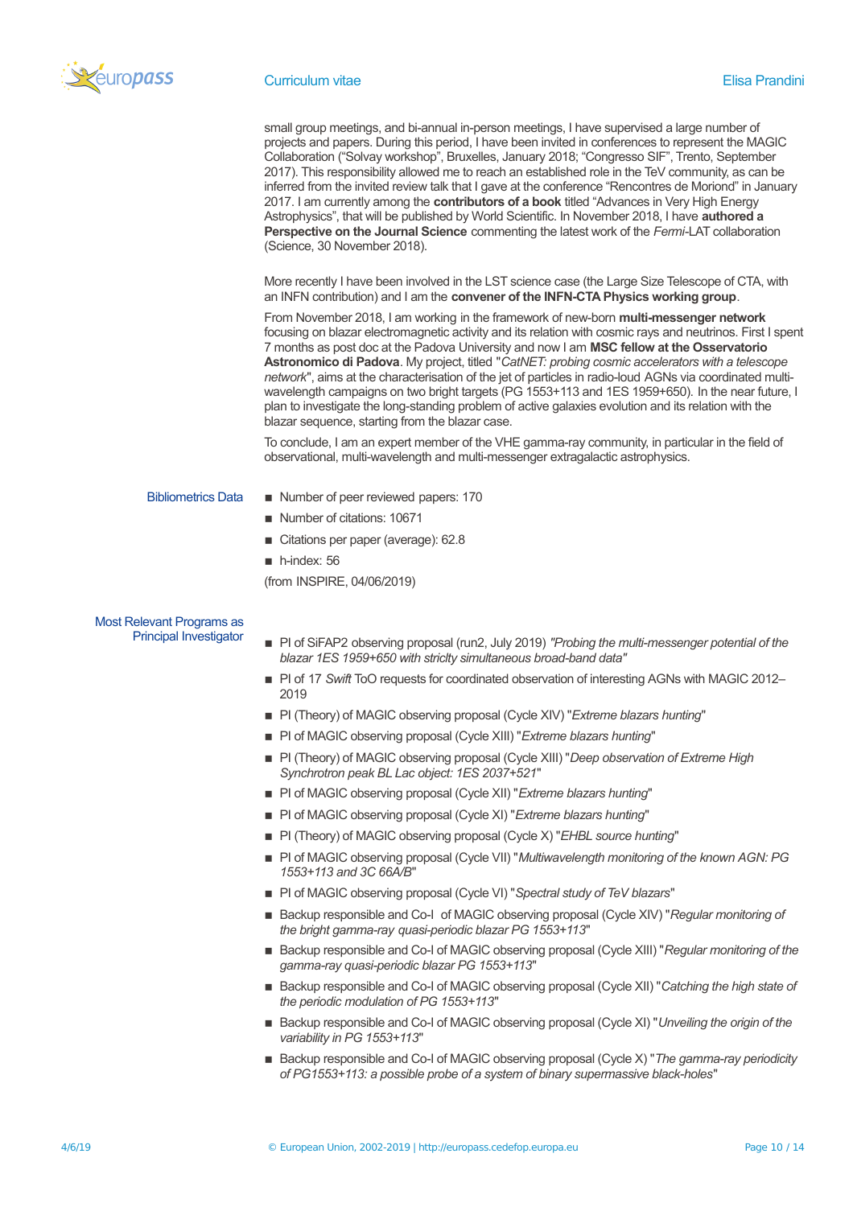small group meetings, and bi-annual in-person meetings, I have supervised a large number of projects and papers. During this period, I have been invited in conferences to represent the MAGIC Collaboration ("Solvay workshop", Bruxelles, January 2018; "Congresso SIF", Trento, September 2017). This responsibility allowed me to reach an established role in the TeV community, as can be inferred from the invited review talk that I gave at the conference "Rencontres de Moriond" in January 2017. I am currently among the **contributors of a book** titled "Advances in Very High Energy Astrophysics", that will be published by World Scientific. In November 2018, I have **authored a Perspective on the Journal Science** commenting the latest work of the *Fermi*-LAT collaboration (Science, 30 November 2018).

More recently I have been involved in the LST science case (the Large Size Telescope of CTA, with an INFN contribution) and I am the **convener of the INFN-CTA Physics working group**.

From November 2018, I am working in the framework of new-born **multi-messenger network** focusing on blazar electromagnetic activity and its relation with cosmic rays and neutrinos. First I spent 7 months as post doc at the Padova University and now I am **MSC fellow at the Osservatorio Astronomico di Padova**. My project, titled "*CatNET: probing cosmic accelerators with a telescope network*", aims at the characterisation of the jet of particles in radio-loud AGNs via coordinated multi-wavelength campaigns on two bright targets (PG 1553+113 and 1ES 1959+650). In the near future, I plan to investigate the long-standing problem of active galaxies evolution and its relation with the blazar sequence, starting from the blazar case.

To conclude, I am an expert member of the VHE gamma-ray community, in particular in the field of observational, multi-wavelength and multi-messenger extragalactic astrophysics.

### Bibliometrics Data

- Number of peer reviewed papers: 170
- Number of citations: 10671
- Citations per paper (average): 62.8
- h-index: 56

(from INSPIRE, 04/06/2019)

### Most Relevant Programs as Principal Investigator

- PI of SiFAP2 observing proposal (run2, July 2019) *"Probing the multi-messenger potential of the blazar 1ES 1959+650 with striclty simultaneous broad-band data"*
- PI of 17 *Swift* ToO requests for coordinated observation of interesting AGNs with MAGIC 2012–2019
- PI (Theory) of MAGIC observing proposal (Cycle XIV) "*Extreme blazars hunting*"
- PI of MAGIC observing proposal (Cycle XIII) "*Extreme blazars hunting*"
- PI (Theory) of MAGIC observing proposal (Cycle XIII) "*Deep observation of Extreme High Synchrotron peak BL Lac object: 1ES 2037+521*"
- PI of MAGIC observing proposal (Cycle XII) "*Extreme blazars hunting*"
- PI of MAGIC observing proposal (Cycle XI) "*Extreme blazars hunting*"
- PI (Theory) of MAGIC observing proposal (Cycle X) "*EHBL source hunting*"
- PI of MAGIC observing proposal (Cycle VII) "*Multiwavelength monitoring of the known AGN: PG 1553+113 and 3C 66A/B*"
- PI of MAGIC observing proposal (Cycle VI) "*Spectral study of TeV blazars*"
- Backup responsible and Co-I of MAGIC observing proposal (Cycle XIV) "*Regular monitoring of the bright gamma-ray quasi-periodic blazar PG 1553+113*"
- Backup responsible and Co-I of MAGIC observing proposal (Cycle XIII) "*Regular monitoring of the gamma-ray quasi-periodic blazar PG 1553+113*"
- Backup responsible and Co-I of MAGIC observing proposal (Cycle XII) "*Catching the high state of the periodic modulation of PG 1553+113*"
- Backup responsible and Co-I of MAGIC observing proposal (Cycle XI) "*Unveiling the origin of the variability in PG 1553+113*"
- Backup responsible and Co-I of MAGIC observing proposal (Cycle X) "*The gamma-ray periodicity of PG1553+113: a possible probe of a system of binary supermassive black-holes*"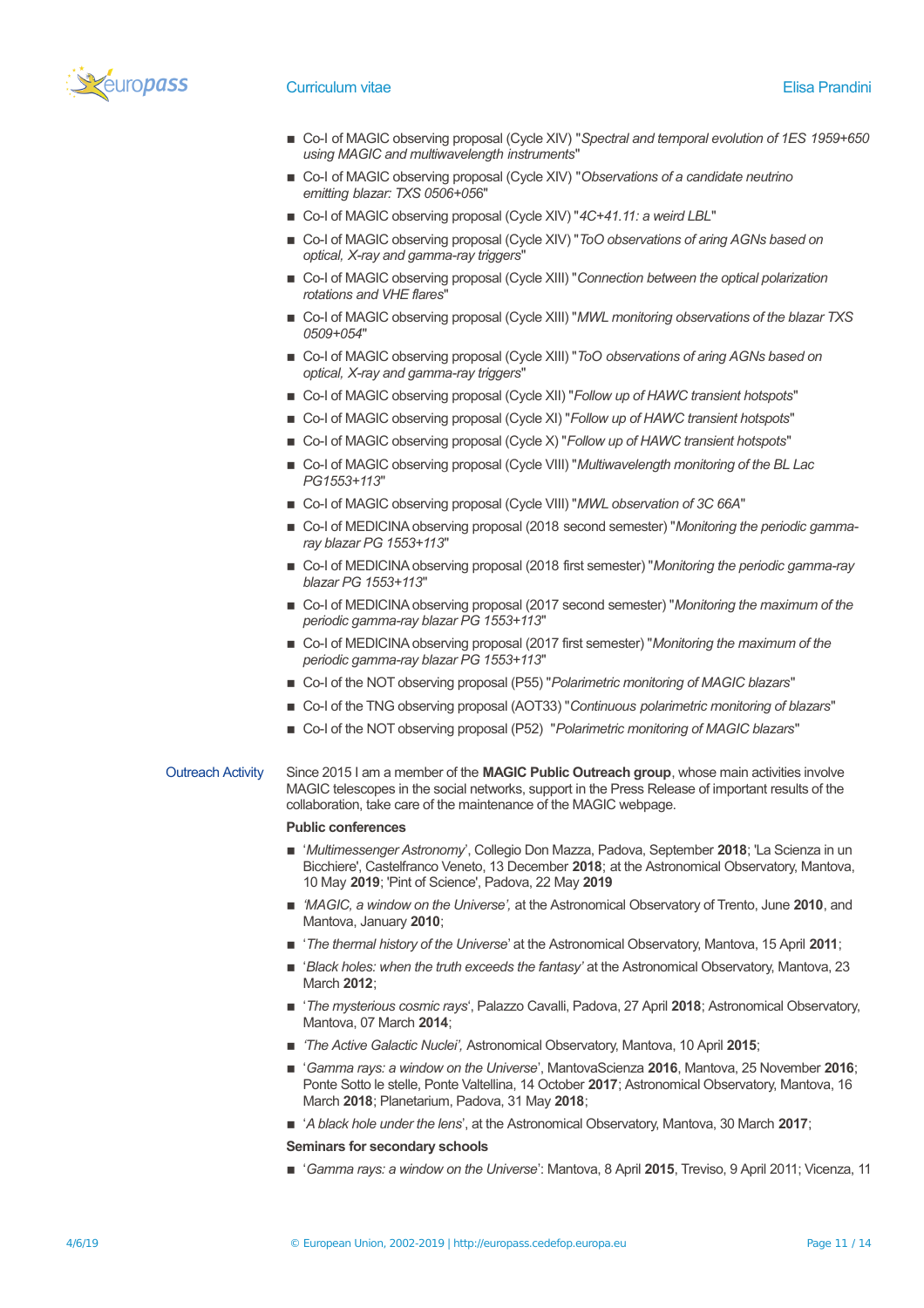- Co-I of MAGIC observing proposal (Cycle XIV) "*Spectral and temporal evolution of 1ES 1959+650 using MAGIC and multiwavelength instruments*"
- Co-I of MAGIC observing proposal (Cycle XIV) "*Observations of a candidate neutrino emitting blazar: TXS 0506+056*"
- Co-I of MAGIC observing proposal (Cycle XIV) "*4C+41.11: a weird LBL*"
- Co-I of MAGIC observing proposal (Cycle XIV) "*ToO observations of aring AGNs based on optical, X-ray and gamma-ray triggers*"
- Co-I of MAGIC observing proposal (Cycle XIII) "*Connection between the optical polarization rotations and VHE flares*"
- Co-I of MAGIC observing proposal (Cycle XIII) "*MWL monitoring observations of the blazar TXS 0509+054*"
- Co-I of MAGIC observing proposal (Cycle XIII) "*ToO observations of aring AGNs based on optical, X-ray and gamma-ray triggers*"
- Co-I of MAGIC observing proposal (Cycle XII) "*Follow up of HAWC transient hotspots*"
- Co-I of MAGIC observing proposal (Cycle XI) "*Follow up of HAWC transient hotspots*"
- Co-I of MAGIC observing proposal (Cycle X) "*Follow up of HAWC transient hotspots*"
- Co-I of MAGIC observing proposal (Cycle VIII) "*Multiwavelength monitoring of the BL Lac PG1553+113*"
- Co-I of MAGIC observing proposal (Cycle VIII) "*MWL observation of 3C 66A*"
- Co-I of MEDICINA observing proposal (2018 second semester) "*Monitoring the periodic gamma-ray blazar PG 1553+113*"
- Co-I of MEDICINA observing proposal (2018 first semester) "*Monitoring the periodic gamma-ray blazar PG 1553+113*"
- Co-I of MEDICINA observing proposal (2017 second semester) "*Monitoring the maximum of the periodic gamma-ray blazar PG 1553+113*"
- Co-I of MEDICINA observing proposal (2017 first semester) "*Monitoring the maximum of the periodic gamma-ray blazar PG 1553+113*"
- Co-I of the NOT observing proposal (P55) "*Polarimetric monitoring of MAGIC blazars*"
- Co-I of the TNG observing proposal (AOT33) "*Continuous polarimetric monitoring of blazars*"
- Co-I of the NOT observing proposal (P52) "*Polarimetric monitoring of MAGIC blazars*"

## Outreach Activity

Since 2015 I am a member of the **MAGIC Public Outreach group**, whose main activities involve MAGIC telescopes in the social networks, support in the Press Release of important results of the collaboration, take care of the maintenance of the MAGIC webpage.

**Public conferences**

- '*Multimessenger Astronomy*', Collegio Don Mazza, Padova, September **2018**; 'La Scienza in un Bicchiere', Castelfranco Veneto, 13 December **2018**; at the Astronomical Observatory, Mantova, 10 May **2019**; 'Pint of Science', Padova, 22 May **2019**
- *'MAGIC, a window on the Universe',* at the Astronomical Observatory of Trento, June **2010**, and Mantova, January **2010**;
- '*The thermal history of the Universe*' at the Astronomical Observatory, Mantova, 15 April **2011**;
- '*Black holes: when the truth exceeds the fantasy'* at the Astronomical Observatory, Mantova, 23 March **2012**;
- '*The mysterious cosmic rays*', Palazzo Cavalli, Padova, 27 April **2018**; Astronomical Observatory, Mantova, 07 March **2014**;
- *'The Active Galactic Nuclei',* Astronomical Observatory, Mantova, 10 April **2015**;
- '*Gamma rays: a window on the Universe*', MantovaScienza **2016**, Mantova, 25 November **2016**; Ponte Sotto le stelle, Ponte Valtellina, 14 October **2017**; Astronomical Observatory, Mantova, 16 March **2018**; Planetarium, Padova, 31 May **2018**;
- '*A black hole under the lens*', at the Astronomical Observatory, Mantova, 30 March **2017**;

**Seminars for secondary schools**

- '*Gamma rays: a window on the Universe*': Mantova, 8 April **2015**, Treviso, 9 April 2011; Vicenza, 11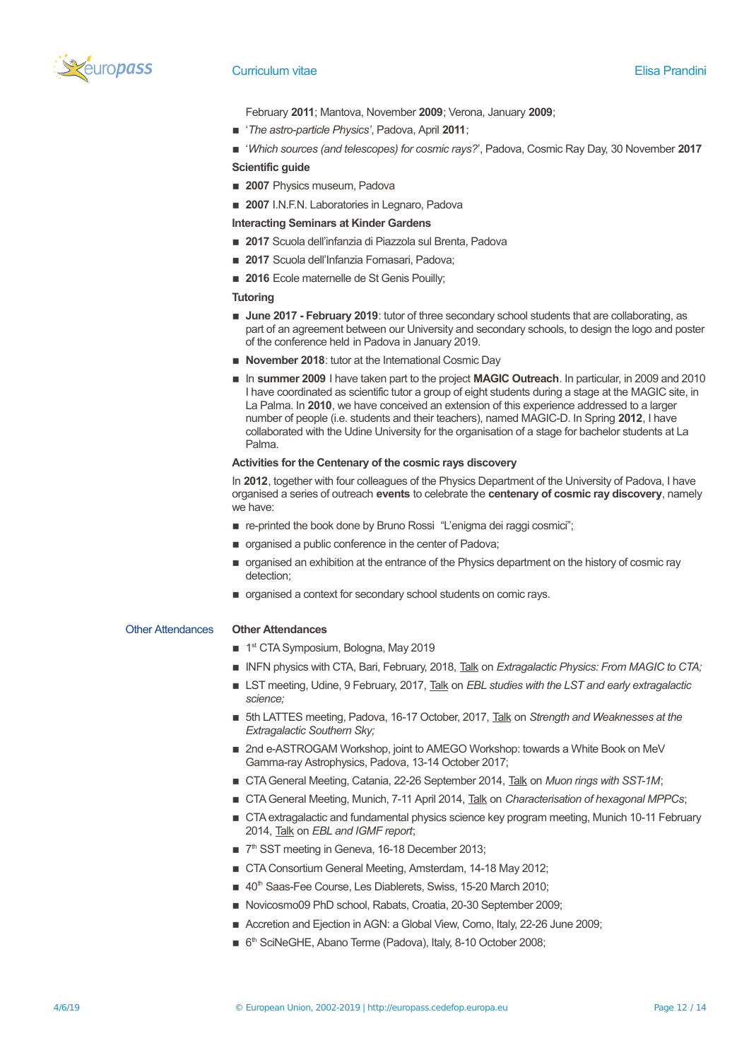February **2011**; Mantova, November **2009**; Verona, January **2009**;

- '*The astro-particle Physics'*, Padova, April **2011**;
- '*Which sources (and telescopes) for cosmic rays?*', Padova, Cosmic Ray Day, 30 November **2017**

**Scientific guide**

- **2007** Physics museum, Padova
- **2007** I.N.F.N. Laboratories in Legnaro, Padova

**Interacting Seminars at Kinder Gardens**

- **2017** Scuola dell'infanzia di Piazzola sul Brenta, Padova
- **2017** Scuola dell'Infanzia Fornasari, Padova;
- **2016** Ecole maternelle de St Genis Pouilly;

**Tutoring**

- **June 2017 - February 2019**: tutor of three secondary school students that are collaborating, as part of an agreement between our University and secondary schools, to design the logo and poster of the conference held in Padova in January 2019.
- **November 2018**: tutor at the International Cosmic Day
- In **summer 2009** I have taken part to the project **MAGIC Outreach**. In particular, in 2009 and 2010 I have coordinated as scientific tutor a group of eight students during a stage at the MAGIC site, in La Palma. In **2010**, we have conceived an extension of this experience addressed to a larger number of people (i.e. students and their teachers), named MAGIC-D. In Spring **2012**, I have collaborated with the Udine University for the organisation of a stage for bachelor students at La Palma.

**Activities for the Centenary of the cosmic rays discovery**

In **2012**, together with four colleagues of the Physics Department of the University of Padova, I have organised a series of outreach **events** to celebrate the **centenary of cosmic ray discovery**, namely we have:

- re-printed the book done by Bruno Rossi "L'enigma dei raggi cosmici";
- organised a public conference in the center of Padova;
- organised an exhibition at the entrance of the Physics department on the history of cosmic ray detection;
- organised a context for secondary school students on comic rays.

## Other Attendances

**Other Attendances**

- 1st CTA Symposium, Bologna, May 2019
- INFN physics with CTA, Bari, February, 2018, Talk on *Extragalactic Physics: From MAGIC to CTA;*
- LST meeting, Udine, 9 February, 2017, Talk on *EBL studies with the LST and early extragalactic science;*
- 5th LATTES meeting, Padova, 16-17 October, 2017, Talk on *Strength and Weaknesses at the Extragalactic Southern Sky;*
- 2nd e-ASTROGAM Workshop, joint to AMEGO Workshop: towards a White Book on MeV Gamma-ray Astrophysics, Padova, 13-14 October 2017;
- CTA General Meeting, Catania, 22-26 September 2014, Talk on *Muon rings with SST-1M*;
- CTA General Meeting, Munich, 7-11 April 2014, Talk on *Characterisation of hexagonal MPPCs*;
- CTA extragalactic and fundamental physics science key program meeting, Munich 10-11 February 2014, Talk on *EBL and IGMF report*;
- 7th SST meeting in Geneva, 16-18 December 2013;
- CTA Consortium General Meeting, Amsterdam, 14-18 May 2012;
- 40th Saas-Fee Course, Les Diablerets, Swiss, 15-20 March 2010;
- Novicosmo09 PhD school, Rabats, Croatia, 20-30 September 2009;
- Accretion and Ejection in AGN: a Global View, Como, Italy, 22-26 June 2009;
- 6th SciNeGHE, Abano Terme (Padova), Italy, 8-10 October 2008;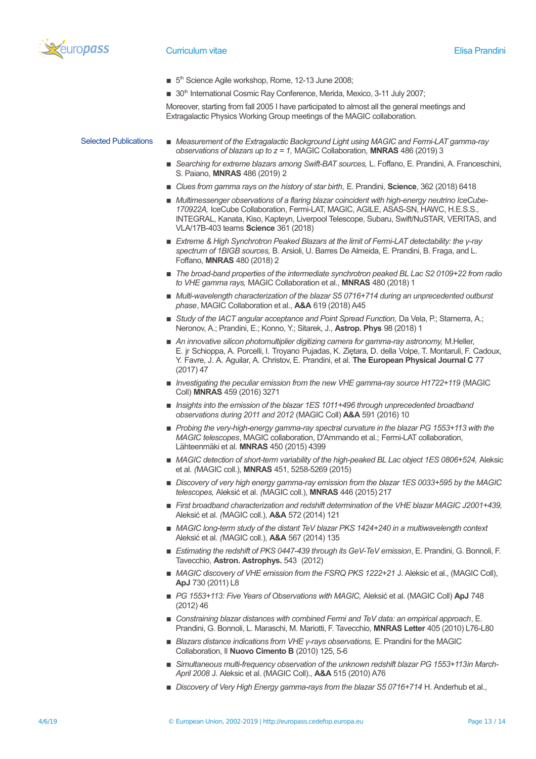- 5[th] Science Agile workshop, Rome, 12-13 June 2008;
- 30[th] International Cosmic Ray Conference, Merida, Mexico, 3-11 July 2007;

Moreover, starting from fall 2005 I have participated to almost all the general meetings and Extragalactic Physics Working Group meetings of the MAGIC collaboration.

**Selected Publications**

- *Measurement of the Extragalactic Background Light using MAGIC and Fermi-LAT gamma-ray observations of blazars up to z = 1,* MAGIC Collaboration, **MNRAS** 486 (2019) 3
- *Searching for extreme blazars among Swift-BAT sources,* L. Foffano, E. Prandini, A. Franceschini, S. Paiano, **MNRAS** 486 (2019) 2
- *Clues from gamma rays on the history of star birth,* E. Prandini, **Science**, 362 (2018) 6418
- *Multimessenger observations of a flaring blazar coincident with high-energy neutrino IceCube-170922A,* IceCube Collaboration, Fermi-LAT, MAGIC, AGILE, ASAS-SN, HAWC, H.E.S.S., INTEGRAL, Kanata, Kiso, Kapteyn, Liverpool Telescope, Subaru, Swift/NuSTAR, VERITAS, and VLA/17B-403 teams **Science** 361 (2018)
- *Extreme & High Synchrotron Peaked Blazars at the limit of Fermi-LAT detectability: the γ-ray spectrum of 1BIGB sources,* B. Arsioli, U. Barres De Almeida, E. Prandini, B. Fraga, and L. Foffano, **MNRAS** 480 (2018) 2
- *The broad-band properties of the intermediate synchrotron peaked BL Lac S2 0109+22 from radio to VHE gamma rays,* MAGIC Collaboration et al., **MNRAS** 480 (2018) 1
- *Multi-wavelength characterization of the blazar S5 0716+714 during an unprecedented outburst phase*, MAGIC Collaboration et al., **A&A** 619 (2018) A45
- *Study of the IACT angular acceptance and Point Spread Function,* Da Vela, P.; Stamerra, A.; Neronov, A.; Prandini, E.; Konno, Y.; Sitarek, J., **Astrop. Phys** 98 (2018) 1
- *An innovative silicon photomultiplier digitizing camera for gamma-ray astronomy,* M.Heller, E. jr Schioppa, A. Porcelli, I. Troyano Pujadas, K. Ziętara, D. della Volpe, T. Montaruli, F. Cadoux, Y. Favre, J. A. Aguilar, A. Christov, E. Prandini, et al. **The European Physical Journal C** 77 (2017) 47
- *Investigating the peculiar emission from the new VHE gamma-ray source H1722+119* (MAGIC Coll) **MNRAS** 459 (2016) 3271
- *Insights into the emission of the blazar 1ES 1011+496 through unprecedented broadband observations during 2011 and 2012* (MAGIC Coll) **A&A** 591 (2016) 10
- *Probing the very-high-energy gamma-ray spectral curvature in the blazar PG 1553+113 with the MAGIC telescopes*, MAGIC collaboration, D'Ammando et al.; Fermi-LAT collaboration, Lähteenmäki et al. **MNRAS** 450 (2015) 4399
- *MAGIC detection of short-term variability of the high-peaked BL Lac object 1ES 0806+524,* Aleksic et al. *(*MAGIC coll.), **MNRAS** 451, 5258-5269 (2015)
- *Discovery of very high energy gamma-ray emission from the blazar 1ES 0033+595 by the MAGIC telescopes,* Aleksić et al. *(*MAGIC coll.), **MNRAS** 446 (2015) 217
- *First broadband characterization and redshift determination of the VHE blazar MAGIC J2001+439,* Aleksić et al. *(*MAGIC coll.), **A&A** 572 (2014) 121
- *MAGIC long-term study of the distant TeV blazar PKS 1424+240 in a multiwavelength context* Aleksić et al. *(*MAGIC coll.), **A&A** 567 (2014) 135
- *Estimating the redshift of PKS 0447-439 through its GeV-TeV emission*, E. Prandini, G. Bonnoli, F. Tavecchio, **Astron. Astrophys.** 543 (2012)
- *MAGIC discovery of VHE emission from the FSRQ PKS 1222+21* J. Aleksic et al., (MAGIC Coll), **ApJ** 730 (2011) L8
- *PG 1553+113: Five Years of Observations with MAGIC,* Aleksić et al. (MAGIC Coll) **ApJ** 748 (2012) 46
- *Constraining blazar distances with combined Fermi and TeV data: an empirical approach*, E. Prandini, G. Bonnoli, L. Maraschi, M. Mariotti, F. Tavecchio, **MNRAS Letter** 405 (2010) L76-L80
- *Blazars distance indications from VHE γ-rays observations,* E. Prandini for the MAGIC Collaboration, Il **Nuovo Cimento B** (2010) 125, 5-6
- *Simultaneous multi-frequency observation of the unknown redshift blazar PG 1553+113in March-April 2008* J. Aleksic et al. (MAGIC Coll)., **A&A** 515 (2010) A76
- *Discovery of Very High Energy gamma-rays from the blazar S5 0716+714* H. Anderhub et al.,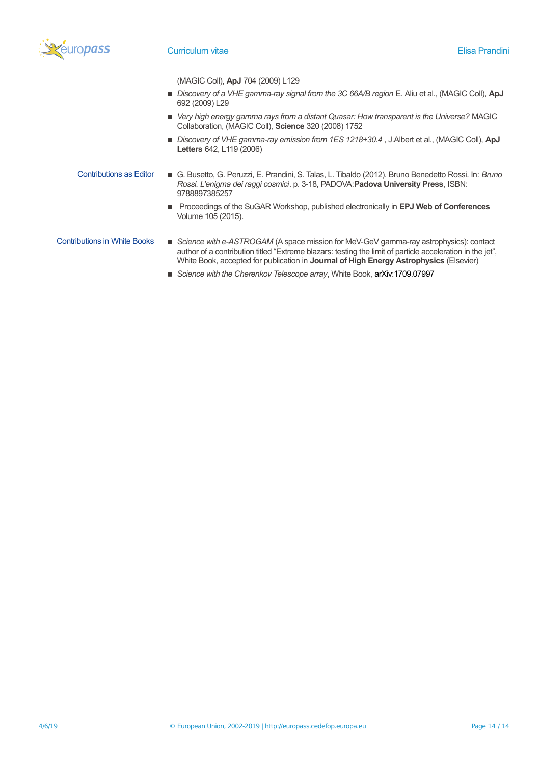(MAGIC Coll), **ApJ** 704 (2009) L129

- *Discovery of a VHE gamma-ray signal from the 3C 66A/B region* E. Aliu et al., (MAGIC Coll), **ApJ** 692 (2009) L29
- *Very high energy gamma rays from a distant Quasar: How transparent is the Universe?* MAGIC Collaboration, (MAGIC Coll), **Science** 320 (2008) 1752
- *Discovery of VHE gamma-ray emission from 1ES 1218+30.4* , J.Albert et al., (MAGIC Coll), **ApJ Letters** 642, L119 (2006)

### Contributions as Editor

- G. Busetto, G. Peruzzi, E. Prandini, S. Talas, L. Tibaldo (2012). Bruno Benedetto Rossi. In: *Bruno Rossi. L'enigma dei raggi cosmici*. p. 3-18, PADOVA:**Padova University Press**, ISBN: 9788897385257
- Proceedings of the SuGAR Workshop, published electronically in **EPJ Web of Conferences** Volume 105 (2015).

### Contributions in White Books

- *Science with e-ASTROGAM* (A space mission for MeV-GeV gamma-ray astrophysics): contact author of a contribution titled "Extreme blazars: testing the limit of particle acceleration in the jet", White Book, accepted for publication in **Journal of High Energy Astrophysics** (Elsevier)
- *Science with the Cherenkov Telescope array*, White Book, arXiv:1709.07997